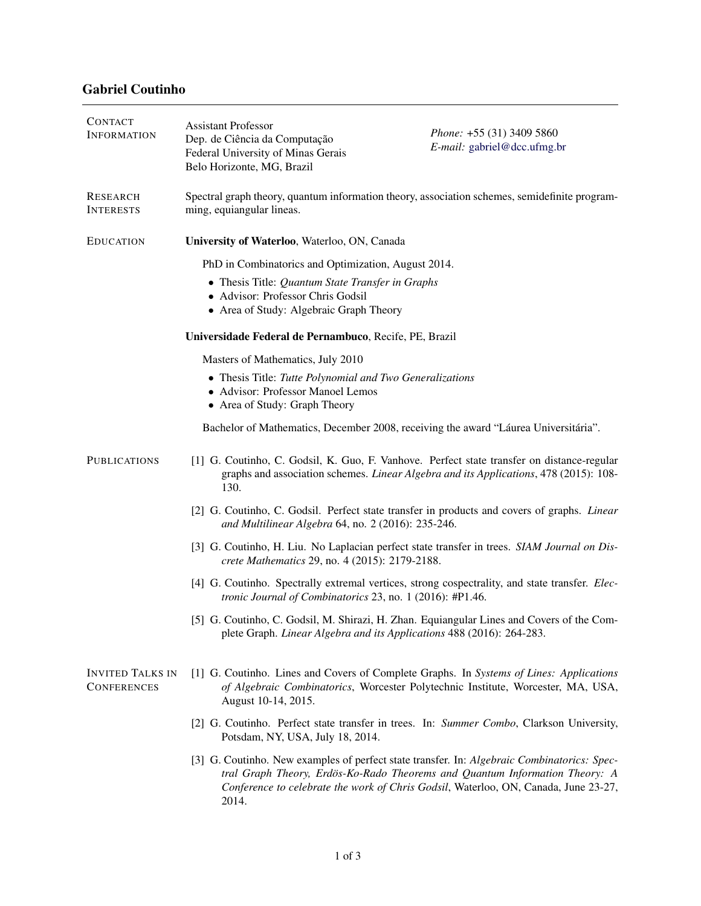# Gabriel Coutinho

## Contact Information

Assistant Professor
Dep. de Ciência da Computação
Federal University of Minas Gerais
Belo Horizonte, MG, Brazil

*Phone:* +55 (31) 3409 5860
*E-mail:* gabriel@dcc.ufmg.br

## Research Interests

Spectral graph theory, quantum information theory, association schemes, semidefinite programming, equiangular lineas.

## Education

**University of Waterloo**, Waterloo, ON, Canada

PhD in Combinatorics and Optimization, August 2014.

- Thesis Title: *Quantum State Transfer in Graphs*
- Advisor: Professor Chris Godsil
- Area of Study: Algebraic Graph Theory

**Universidade Federal de Pernambuco**, Recife, PE, Brazil

Masters of Mathematics, July 2010

- Thesis Title: *Tutte Polynomial and Two Generalizations*
- Advisor: Professor Manoel Lemos
- Area of Study: Graph Theory

Bachelor of Mathematics, December 2008, receiving the award "Láurea Universitária".

## Publications

[1] G. Coutinho, C. Godsil, K. Guo, F. Vanhove. Perfect state transfer on distance-regular graphs and association schemes. *Linear Algebra and its Applications*, 478 (2015): 108-130.

[2] G. Coutinho, C. Godsil. Perfect state transfer in products and covers of graphs. *Linear and Multilinear Algebra* 64, no. 2 (2016): 235-246.

[3] G. Coutinho, H. Liu. No Laplacian perfect state transfer in trees. *SIAM Journal on Discrete Mathematics* 29, no. 4 (2015): 2179-2188.

[4] G. Coutinho. Spectrally extremal vertices, strong cospectrality, and state transfer. *Electronic Journal of Combinatorics* 23, no. 1 (2016): #P1.46.

[5] G. Coutinho, C. Godsil, M. Shirazi, H. Zhan. Equiangular Lines and Covers of the Complete Graph. *Linear Algebra and its Applications* 488 (2016): 264-283.

## Invited Talks in Conferences

[1] G. Coutinho. Lines and Covers of Complete Graphs. In *Systems of Lines: Applications of Algebraic Combinatorics*, Worcester Polytechnic Institute, Worcester, MA, USA, August 10-14, 2015.

[2] G. Coutinho. Perfect state transfer in trees. In: *Summer Combo*, Clarkson University, Potsdam, NY, USA, July 18, 2014.

[3] G. Coutinho. New examples of perfect state transfer. In: *Algebraic Combinatorics: Spectral Graph Theory, Erdös-Ko-Rado Theorems and Quantum Information Theory: A Conference to celebrate the work of Chris Godsil*, Waterloo, ON, Canada, June 23-27, 2014.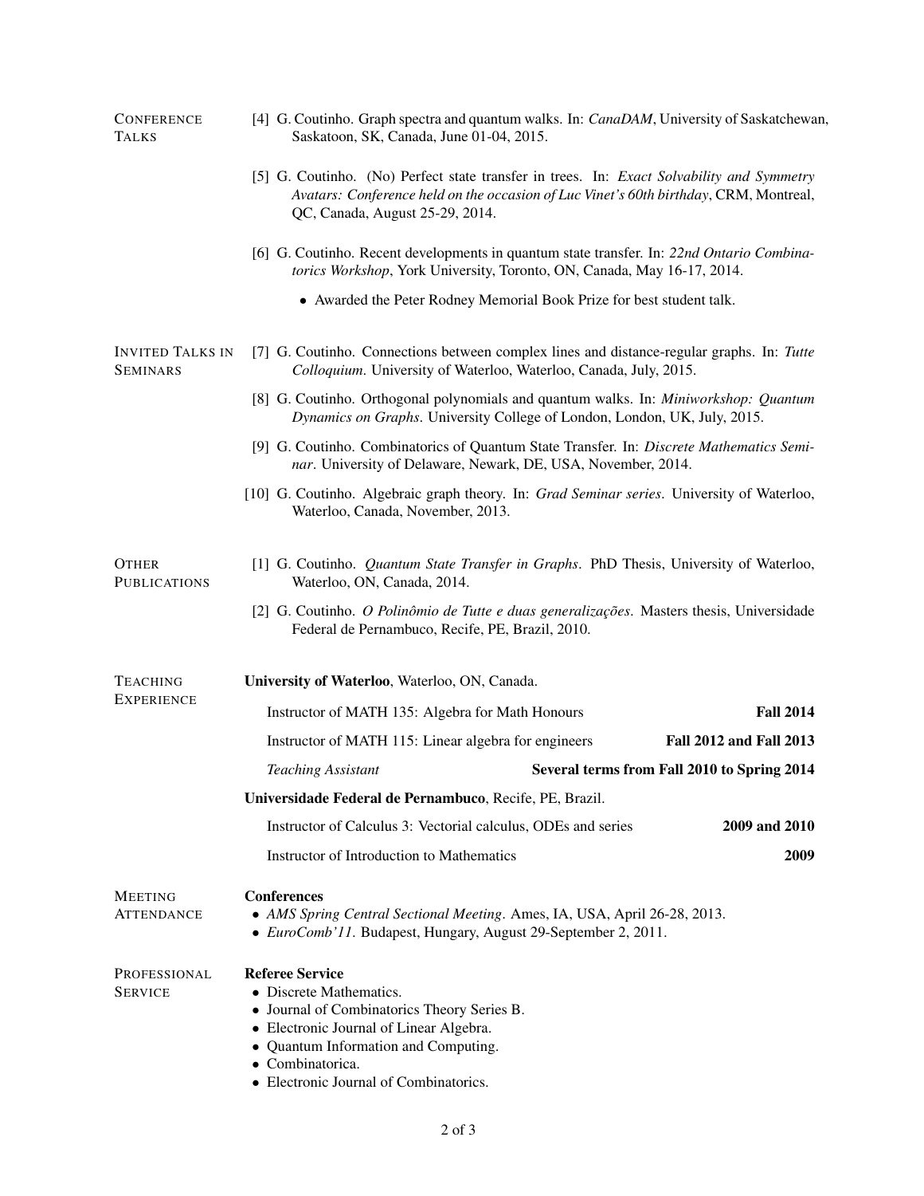## Conference Talks

[4] G. Coutinho. Graph spectra and quantum walks. In: *CanaDAM*, University of Saskatchewan, Saskatoon, SK, Canada, June 01-04, 2015.

[5] G. Coutinho. (No) Perfect state transfer in trees. In: *Exact Solvability and Symmetry Avatars: Conference held on the occasion of Luc Vinet's 60th birthday*, CRM, Montreal, QC, Canada, August 25-29, 2014.

[6] G. Coutinho. Recent developments in quantum state transfer. In: *22nd Ontario Combinatorics Workshop*, York University, Toronto, ON, Canada, May 16-17, 2014.

- Awarded the Peter Rodney Memorial Book Prize for best student talk.

## Invited Talks in Seminars

[7] G. Coutinho. Connections between complex lines and distance-regular graphs. In: *Tutte Colloquium*. University of Waterloo, Waterloo, Canada, July, 2015.

[8] G. Coutinho. Orthogonal polynomials and quantum walks. In: *Miniworkshop: Quantum Dynamics on Graphs*. University College of London, London, UK, July, 2015.

[9] G. Coutinho. Combinatorics of Quantum State Transfer. In: *Discrete Mathematics Seminar*. University of Delaware, Newark, DE, USA, November, 2014.

[10] G. Coutinho. Algebraic graph theory. In: *Grad Seminar series*. University of Waterloo, Waterloo, Canada, November, 2013.

## Other Publications

[1] G. Coutinho. *Quantum State Transfer in Graphs*. PhD Thesis, University of Waterloo, Waterloo, ON, Canada, 2014.

[2] G. Coutinho. *O Polinômio de Tutte e duas generalizações*. Masters thesis, Universidade Federal de Pernambuco, Recife, PE, Brazil, 2010.

## Teaching Experience

**University of Waterloo**, Waterloo, ON, Canada.

- Instructor of MATH 135: Algebra for Math Honours — **Fall 2014**
- Instructor of MATH 115: Linear algebra for engineers — **Fall 2012 and Fall 2013**
- *Teaching Assistant* — **Several terms from Fall 2010 to Spring 2014**

**Universidade Federal de Pernambuco**, Recife, PE, Brazil.

- Instructor of Calculus 3: Vectorial calculus, ODEs and series — **2009 and 2010**
- Instructor of Introduction to Mathematics — **2009**

## Meeting Attendance

**Conferences**

- *AMS Spring Central Sectional Meeting*. Ames, IA, USA, April 26-28, 2013.
- *EuroComb'11*. Budapest, Hungary, August 29-September 2, 2011.

## Professional Service

**Referee Service**

- Discrete Mathematics.
- Journal of Combinatorics Theory Series B.
- Electronic Journal of Linear Algebra.
- Quantum Information and Computing.
- Combinatorica.
- Electronic Journal of Combinatorics.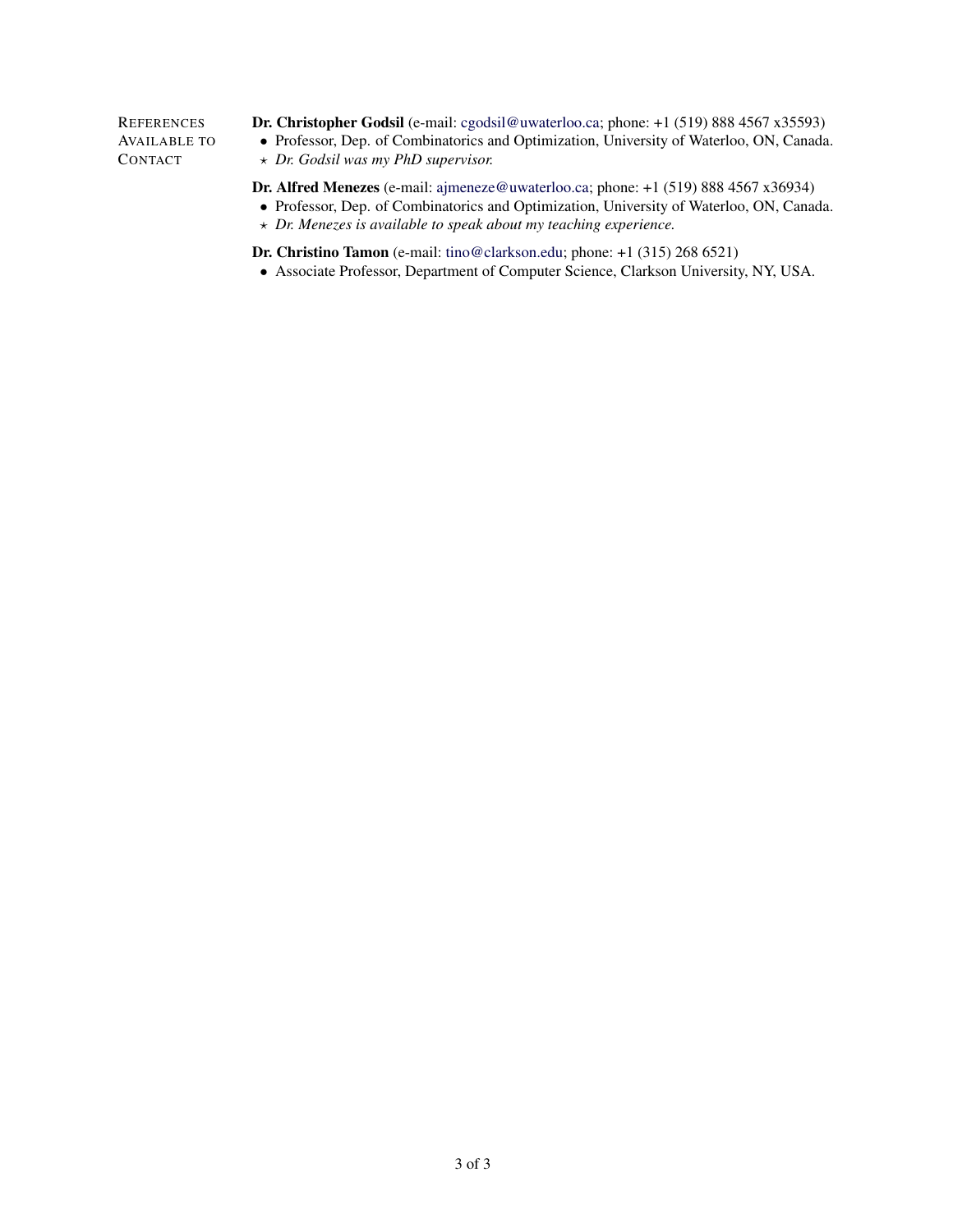## References Available to Contact

**Dr. Christopher Godsil** (e-mail: cgodsil@uwaterloo.ca; phone: +1 (519) 888 4567 x35593)

- Professor, Dep. of Combinatorics and Optimization, University of Waterloo, ON, Canada.
- ⋆ *Dr. Godsil was my PhD supervisor.*

**Dr. Alfred Menezes** (e-mail: ajmeneze@uwaterloo.ca; phone: +1 (519) 888 4567 x36934)

- Professor, Dep. of Combinatorics and Optimization, University of Waterloo, ON, Canada.
- ⋆ *Dr. Menezes is available to speak about my teaching experience.*

**Dr. Christino Tamon** (e-mail: tino@clarkson.edu; phone: +1 (315) 268 6521)

- Associate Professor, Department of Computer Science, Clarkson University, NY, USA.